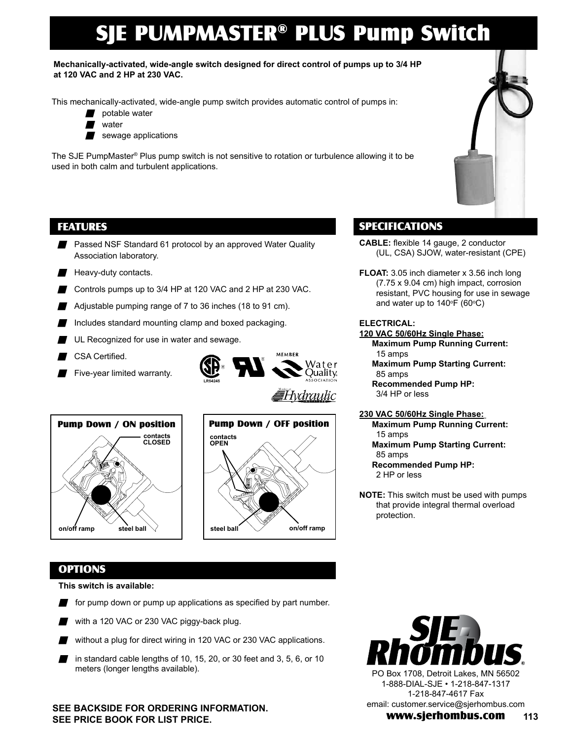# SJE PUMPMASTER® PLUS Pump Switch

**Mechanically-activated, wide-angle switch designed for direct control of pumps up to 3/4 HP at 120 VAC and 2 HP at 230 VAC.**

This mechanically-activated, wide-angle pump switch provides automatic control of pumps in:

- potable water
- water
- sewage applications

The SJE PumpMaster® Plus pump switch is not sensitive to rotation or turbulence allowing it to be used in both calm and turbulent applications.

## FEATURES

- Passed NSF Standard 61 protocol by an approved Water Quality Association laboratory.
- Heavy-duty contacts.
- Controls pumps up to 3/4 HP at 120 VAC and 2 HP at 230 VAC.
- Adjustable pumping range of 7 to 36 inches (18 to 91 cm).
- Includes standard mounting clamp and boxed packaging.
- UL Recognized for use in water and sewage.
- CSA Certified.
- Five-year limited warranty.

**Pump Down / ON position** — contacts CLOSED; on/off ramp; steel ball

**Pump Down / OFF position** — contacts OPEN; steel ball; on/off ramp

## SPECIFICATIONS

**CABLE:** flexible 14 gauge, 2 conductor (UL, CSA) SJOW, water-resistant (CPE)

**FLOAT:** 3.05 inch diameter x 3.56 inch long (7.75 x 9.04 cm) high impact, corrosion resistant, PVC housing for use in sewage and water up to 140°F (60°C)

**ELECTRICAL:**

**120 VAC 50/60Hz Single Phase:**
- **Maximum Pump Running Current:** 15 amps
- **Maximum Pump Starting Current:** 85 amps
- **Recommended Pump HP:** 3/4 HP or less

**230 VAC 50/60Hz Single Phase:**
- **Maximum Pump Running Current:** 15 amps
- **Maximum Pump Starting Current:** 85 amps
- **Recommended Pump HP:** 2 HP or less

**NOTE:** This switch must be used with pumps that provide integral thermal overload protection.

## OPTIONS

**This switch is available:**

- for pump down or pump up applications as specified by part number.
- with a 120 VAC or 230 VAC piggy-back plug.
- without a plug for direct wiring in 120 VAC or 230 VAC applications.
- in standard cable lengths of 10, 15, 20, or 30 feet and 3, 5, 6, or 10 meters (longer lengths available).

**SEE BACKSIDE FOR ORDERING INFORMATION.**
**SEE PRICE BOOK FOR LIST PRICE.**

SJE Rhombus®
PO Box 1708, Detroit Lakes, MN 56502
1-888-DIAL-SJE • 1-218-847-1317
1-218-847-4617 Fax
email: customer.service@sjerhombus.com
**www.sjerhombus.com**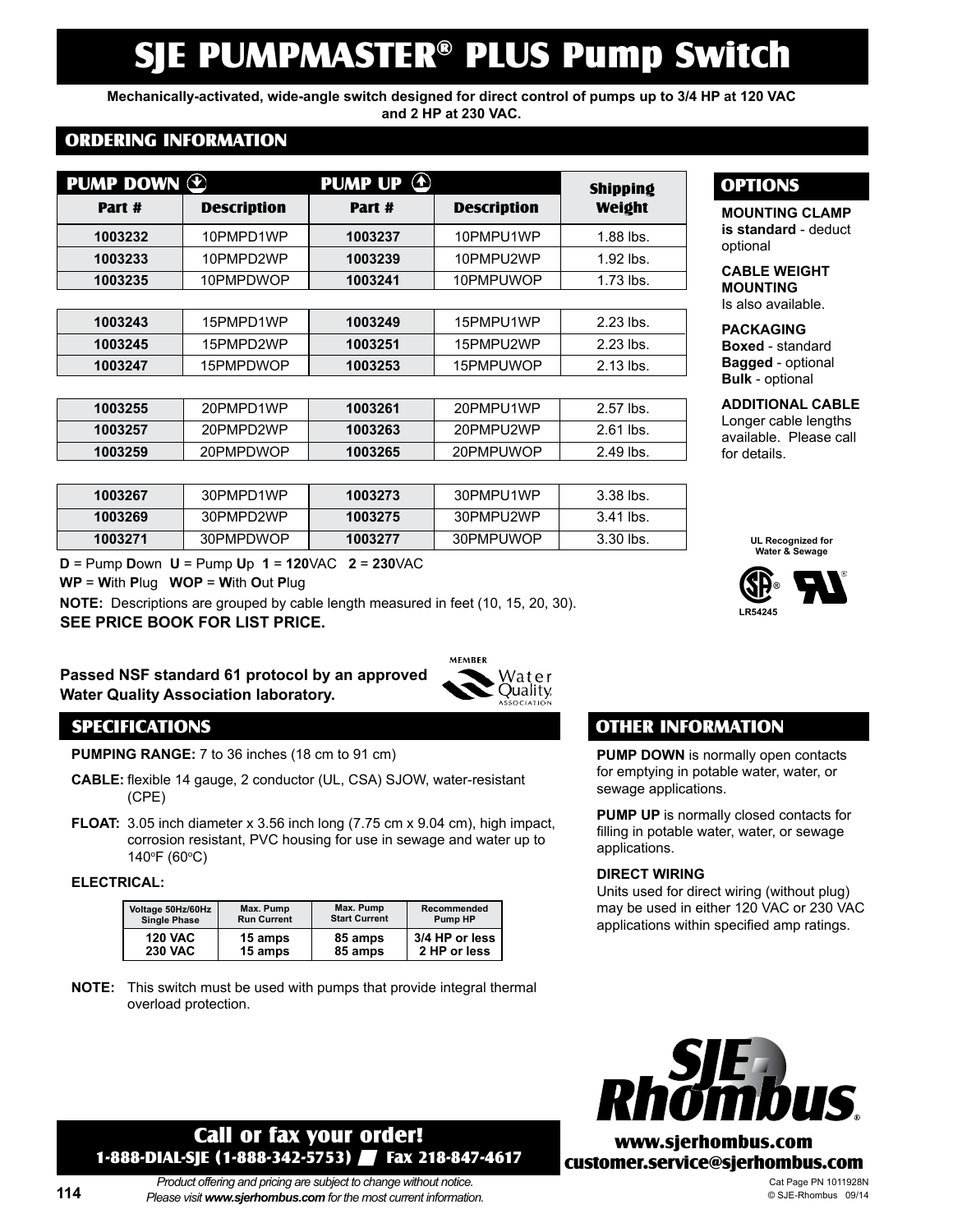# SJE PUMPMASTER® PLUS Pump Switch

**Mechanically-activated, wide-angle switch designed for direct control of pumps up to 3/4 HP at 120 VAC and 2 HP at 230 VAC.**

## ORDERING INFORMATION

| PUMP DOWN | | PUMP UP | | Shipping Weight |
|---|---|---|---|---|
| **Part #** | **Description** | **Part #** | **Description** | |
| **1003232** | 10PMPD1WP | **1003237** | 10PMPU1WP | 1.88 lbs. |
| **1003233** | 10PMPD2WP | **1003239** | 10PMPU2WP | 1.92 lbs. |
| **1003235** | 10PMPDWOP | **1003241** | 10PMPUWOP | 1.73 lbs. |
| **1003243** | 15PMPD1WP | **1003249** | 15PMPU1WP | 2.23 lbs. |
| **1003245** | 15PMPD2WP | **1003251** | 15PMPU2WP | 2.23 lbs. |
| **1003247** | 15PMPDWOP | **1003253** | 15PMPUWOP | 2.13 lbs. |
| **1003255** | 20PMPD1WP | **1003261** | 20PMPU1WP | 2.57 lbs. |
| **1003257** | 20PMPD2WP | **1003263** | 20PMPU2WP | 2.61 lbs. |
| **1003259** | 20PMPDWOP | **1003265** | 20PMPUWOP | 2.49 lbs. |
| **1003267** | 30PMPD1WP | **1003273** | 30PMPU1WP | 3.38 lbs. |
| **1003269** | 30PMPD2WP | **1003275** | 30PMPU2WP | 3.41 lbs. |
| **1003271** | 30PMPDWOP | **1003277** | 30PMPUWOP | 3.30 lbs. |

**D** = Pump **D**own **U** = Pump **U**p **1** = **120**VAC **2** = **230**VAC

**WP** = **W**ith **P**lug **WOP** = **W**ith **O**ut **P**lug

**NOTE:** Descriptions are grouped by cable length measured in feet (10, 15, 20, 30).

**SEE PRICE BOOK FOR LIST PRICE.**

## OPTIONS

**MOUNTING CLAMP is standard** - deduct optional

**CABLE WEIGHT MOUNTING**
Is also available.

**PACKAGING**
**Boxed** - standard
**Bagged** - optional
**Bulk** - optional

**ADDITIONAL CABLE**
Longer cable lengths available. Please call for details.

UL Recognized for Water & Sewage

LR54245

**Passed NSF standard 61 protocol by an approved Water Quality Association laboratory.**

MEMBER Water Quality Association

## SPECIFICATIONS

**PUMPING RANGE:** 7 to 36 inches (18 cm to 91 cm)

**CABLE:** flexible 14 gauge, 2 conductor (UL, CSA) SJOW, water-resistant (CPE)

**FLOAT:** 3.05 inch diameter x 3.56 inch long (7.75 cm x 9.04 cm), high impact, corrosion resistant, PVC housing for use in sewage and water up to 140°F (60°C)

**ELECTRICAL:**

| Voltage 50Hz/60Hz Single Phase | Max. Pump Run Current | Max. Pump Start Current | Recommended Pump HP |
|---|---|---|---|
| **120 VAC** | **15 amps** | **85 amps** | **3/4 HP or less** |
| **230 VAC** | **15 amps** | **85 amps** | **2 HP or less** |

**NOTE:** This switch must be used with pumps that provide integral thermal overload protection.

## OTHER INFORMATION

**PUMP DOWN** is normally open contacts for emptying in potable water, water, or sewage applications.

**PUMP UP** is normally closed contacts for filling in potable water, water, or sewage applications.

**DIRECT WIRING**
Units used for direct wiring (without plug) may be used in either 120 VAC or 230 VAC applications within specified amp ratings.

## Call or fax your order!

**1-888-DIAL-SJE (1-888-342-5753) ■ Fax 218-847-4617**

SJE-Rhombus®

**www.sjerhombus.com**
**customer.service@sjerhombus.com**

*Product offering and pricing are subject to change without notice.*
*Please visit **www.sjerhombus.com** for the most current information.*

Cat Page PN 1011928N
© SJE-Rhombus 09/14